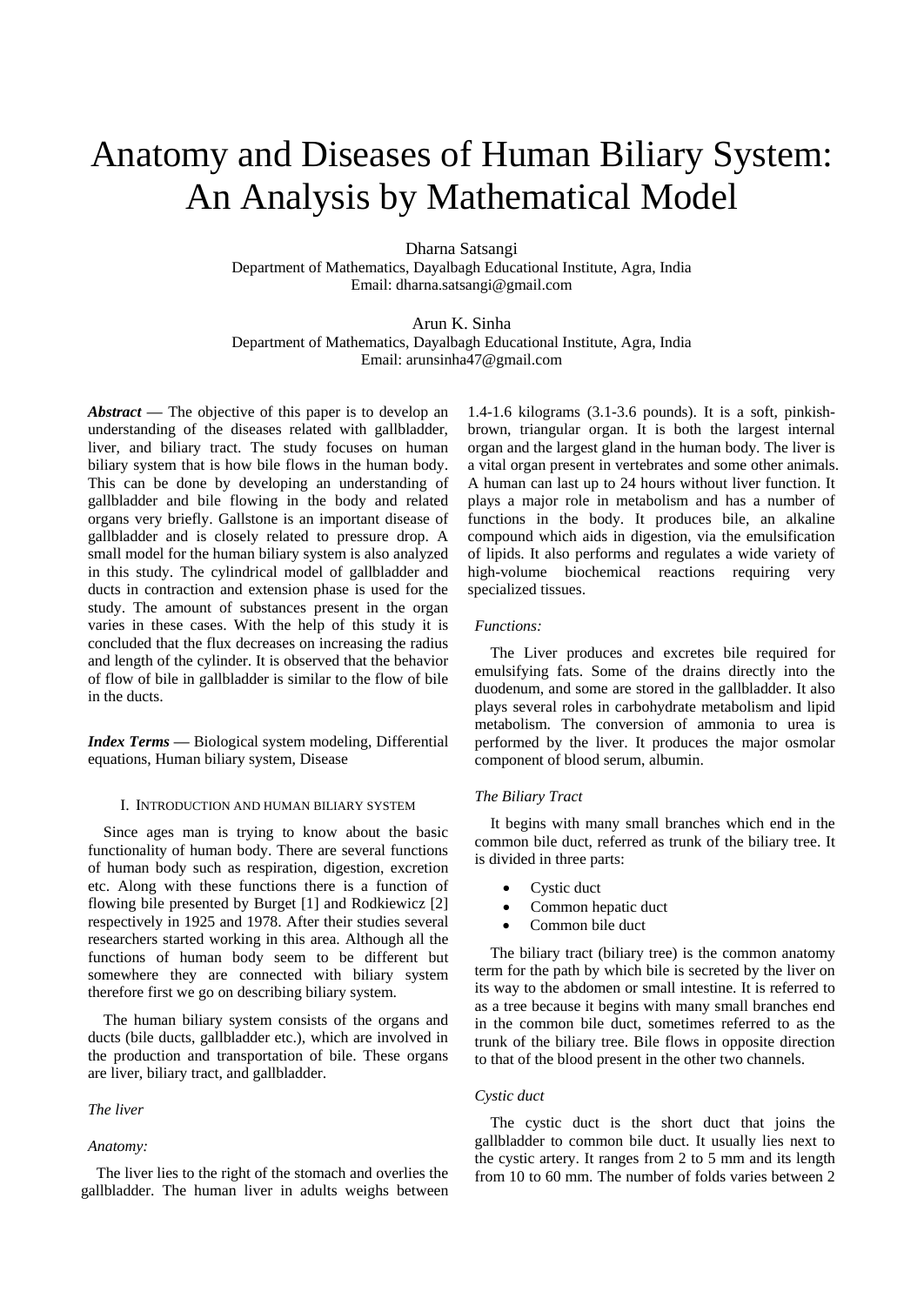# Anatomy and Diseases of Human Biliary System: An Analysis by Mathematical Model

Dharna Satsangi
Department of Mathematics, Dayalbagh Educational Institute, Agra, India
Email: dharna.satsangi@gmail.com

Arun K. Sinha
Department of Mathematics, Dayalbagh Educational Institute, Agra, India
Email: arunsinha47@gmail.com

***Abstract*** **—** The objective of this paper is to develop an understanding of the diseases related with gallbladder, liver, and biliary tract. The study focuses on human biliary system that is how bile flows in the human body. This can be done by developing an understanding of gallbladder and bile flowing in the body and related organs very briefly. Gallstone is an important disease of gallbladder and is closely related to pressure drop. A small model for the human biliary system is also analyzed in this study. The cylindrical model of gallbladder and ducts in contraction and extension phase is used for the study. The amount of substances present in the organ varies in these cases. With the help of this study it is concluded that the flux decreases on increasing the radius and length of the cylinder. It is observed that the behavior of flow of bile in gallbladder is similar to the flow of bile in the ducts.

***Index Terms*** **—** Biological system modeling, Differential equations, Human biliary system, Disease

## I. Introduction and Human Biliary System

Since ages man is trying to know about the basic functionality of human body. There are several functions of human body such as respiration, digestion, excretion etc. Along with these functions there is a function of flowing bile presented by Burget [1] and Rodkiewicz [2] respectively in 1925 and 1978. After their studies several researchers started working in this area. Although all the functions of human body seem to be different but somewhere they are connected with biliary system therefore first we go on describing biliary system.

The human biliary system consists of the organs and ducts (bile ducts, gallbladder etc.), which are involved in the production and transportation of bile. These organs are liver, biliary tract, and gallbladder.

### *The liver*

#### *Anatomy:*

The liver lies to the right of the stomach and overlies the gallbladder. The human liver in adults weighs between 1.4-1.6 kilograms (3.1-3.6 pounds). It is a soft, pinkish-brown, triangular organ. It is both the largest internal organ and the largest gland in the human body. The liver is a vital organ present in vertebrates and some other animals. A human can last up to 24 hours without liver function. It plays a major role in metabolism and has a number of functions in the body. It produces bile, an alkaline compound which aids in digestion, via the emulsification of lipids. It also performs and regulates a wide variety of high-volume biochemical reactions requiring very specialized tissues.

#### *Functions:*

The Liver produces and excretes bile required for emulsifying fats. Some of the drains directly into the duodenum, and some are stored in the gallbladder. It also plays several roles in carbohydrate metabolism and lipid metabolism. The conversion of ammonia to urea is performed by the liver. It produces the major osmolar component of blood serum, albumin.

### *The Biliary Tract*

It begins with many small branches which end in the common bile duct, referred as trunk of the biliary tree. It is divided in three parts:

- Cystic duct
- Common hepatic duct
- Common bile duct

The biliary tract (biliary tree) is the common anatomy term for the path by which bile is secreted by the liver on its way to the abdomen or small intestine. It is referred to as a tree because it begins with many small branches end in the common bile duct, sometimes referred to as the trunk of the biliary tree. Bile flows in opposite direction to that of the blood present in the other two channels.

### *Cystic duct*

The cystic duct is the short duct that joins the gallbladder to common bile duct. It usually lies next to the cystic artery. It ranges from 2 to 5 mm and its length from 10 to 60 mm. The number of folds varies between 2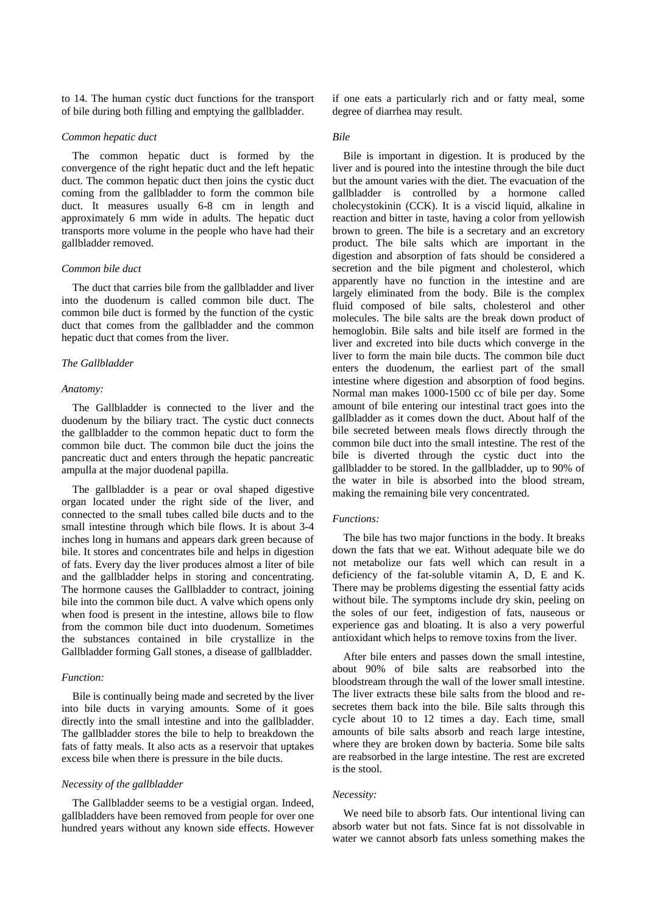to 14. The human cystic duct functions for the transport of bile during both filling and emptying the gallbladder.

*Common hepatic duct*

The common hepatic duct is formed by the convergence of the right hepatic duct and the left hepatic duct. The common hepatic duct then joins the cystic duct coming from the gallbladder to form the common bile duct. It measures usually 6-8 cm in length and approximately 6 mm wide in adults. The hepatic duct transports more volume in the people who have had their gallbladder removed.

*Common bile duct*

The duct that carries bile from the gallbladder and liver into the duodenum is called common bile duct. The common bile duct is formed by the function of the cystic duct that comes from the gallbladder and the common hepatic duct that comes from the liver.

*The Gallbladder*

*Anatomy:*

The Gallbladder is connected to the liver and the duodenum by the biliary tract. The cystic duct connects the gallbladder to the common hepatic duct to form the common bile duct. The common bile duct the joins the pancreatic duct and enters through the hepatic pancreatic ampulla at the major duodenal papilla.

The gallbladder is a pear or oval shaped digestive organ located under the right side of the liver, and connected to the small tubes called bile ducts and to the small intestine through which bile flows. It is about 3-4 inches long in humans and appears dark green because of bile. It stores and concentrates bile and helps in digestion of fats. Every day the liver produces almost a liter of bile and the gallbladder helps in storing and concentrating. The hormone causes the Gallbladder to contract, joining bile into the common bile duct. A valve which opens only when food is present in the intestine, allows bile to flow from the common bile duct into duodenum. Sometimes the substances contained in bile crystallize in the Gallbladder forming Gall stones, a disease of gallbladder.

*Function:*

Bile is continually being made and secreted by the liver into bile ducts in varying amounts. Some of it goes directly into the small intestine and into the gallbladder. The gallbladder stores the bile to help to breakdown the fats of fatty meals. It also acts as a reservoir that uptakes excess bile when there is pressure in the bile ducts.

*Necessity of the gallbladder*

The Gallbladder seems to be a vestigial organ. Indeed, gallbladders have been removed from people for over one hundred years without any known side effects. However if one eats a particularly rich and or fatty meal, some degree of diarrhea may result.

*Bile*

Bile is important in digestion. It is produced by the liver and is poured into the intestine through the bile duct but the amount varies with the diet. The evacuation of the gallbladder is controlled by a hormone called cholecystokinin (CCK). It is a viscid liquid, alkaline in reaction and bitter in taste, having a color from yellowish brown to green. The bile is a secretary and an excretory product. The bile salts which are important in the digestion and absorption of fats should be considered a secretion and the bile pigment and cholesterol, which apparently have no function in the intestine and are largely eliminated from the body. Bile is the complex fluid composed of bile salts, cholesterol and other molecules. The bile salts are the break down product of hemoglobin. Bile salts and bile itself are formed in the liver and excreted into bile ducts which converge in the liver to form the main bile ducts. The common bile duct enters the duodenum, the earliest part of the small intestine where digestion and absorption of food begins. Normal man makes 1000-1500 cc of bile per day. Some amount of bile entering our intestinal tract goes into the gallbladder as it comes down the duct. About half of the bile secreted between meals flows directly through the common bile duct into the small intestine. The rest of the bile is diverted through the cystic duct into the gallbladder to be stored. In the gallbladder, up to 90% of the water in bile is absorbed into the blood stream, making the remaining bile very concentrated.

*Functions:*

The bile has two major functions in the body. It breaks down the fats that we eat. Without adequate bile we do not metabolize our fats well which can result in a deficiency of the fat-soluble vitamin A, D, E and K. There may be problems digesting the essential fatty acids without bile. The symptoms include dry skin, peeling on the soles of our feet, indigestion of fats, nauseous or experience gas and bloating. It is also a very powerful antioxidant which helps to remove toxins from the liver.

After bile enters and passes down the small intestine, about 90% of bile salts are reabsorbed into the bloodstream through the wall of the lower small intestine. The liver extracts these bile salts from the blood and re-secretes them back into the bile. Bile salts through this cycle about 10 to 12 times a day. Each time, small amounts of bile salts absorb and reach large intestine, where they are broken down by bacteria. Some bile salts are reabsorbed in the large intestine. The rest are excreted is the stool.

*Necessity:*

We need bile to absorb fats. Our intentional living can absorb water but not fats. Since fat is not dissolvable in water we cannot absorb fats unless something makes the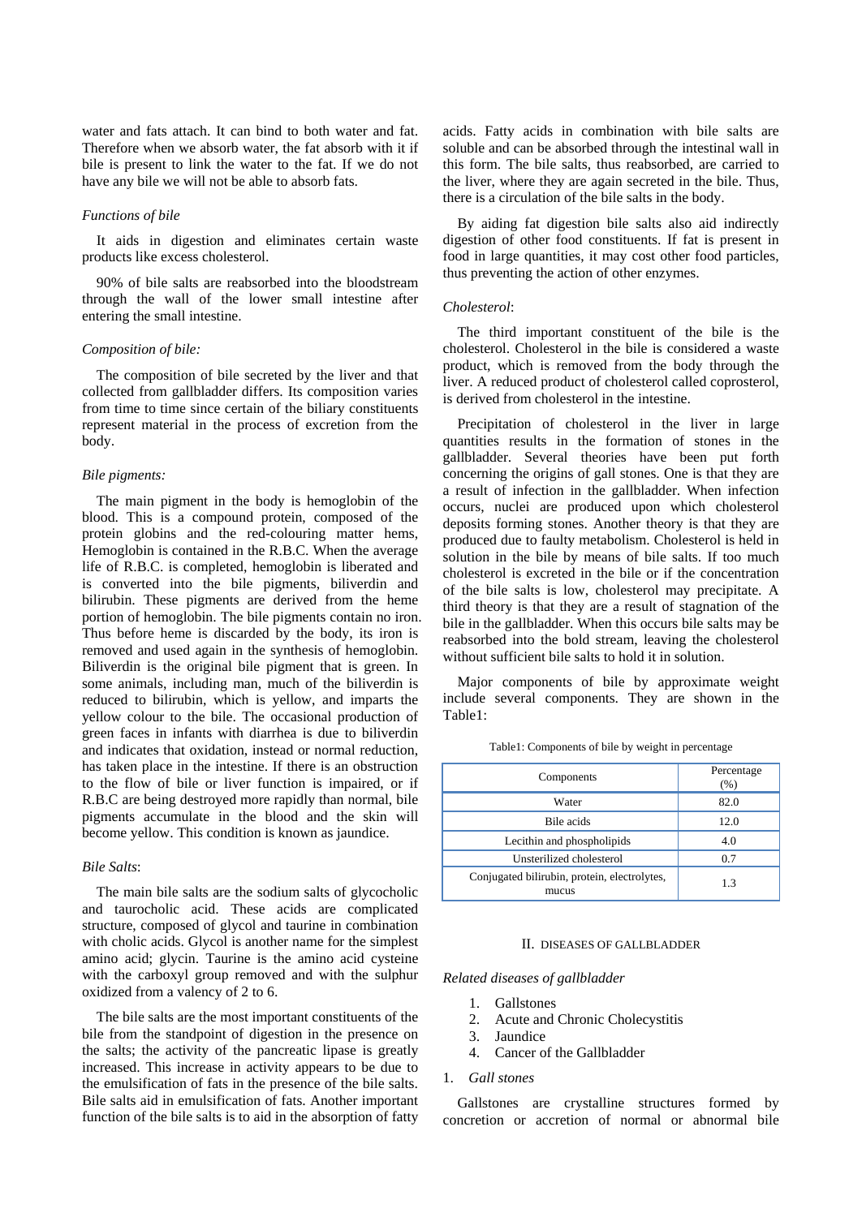water and fats attach. It can bind to both water and fat. Therefore when we absorb water, the fat absorb with it if bile is present to link the water to the fat. If we do not have any bile we will not be able to absorb fats.

*Functions of bile*

It aids in digestion and eliminates certain waste products like excess cholesterol.

90% of bile salts are reabsorbed into the bloodstream through the wall of the lower small intestine after entering the small intestine.

*Composition of bile:*

The composition of bile secreted by the liver and that collected from gallbladder differs. Its composition varies from time to time since certain of the biliary constituents represent material in the process of excretion from the body.

*Bile pigments:*

The main pigment in the body is hemoglobin of the blood. This is a compound protein, composed of the protein globins and the red-colouring matter hems, Hemoglobin is contained in the R.B.C. When the average life of R.B.C. is completed, hemoglobin is liberated and is converted into the bile pigments, biliverdin and bilirubin. These pigments are derived from the heme portion of hemoglobin. The bile pigments contain no iron. Thus before heme is discarded by the body, its iron is removed and used again in the synthesis of hemoglobin. Biliverdin is the original bile pigment that is green. In some animals, including man, much of the biliverdin is reduced to bilirubin, which is yellow, and imparts the yellow colour to the bile. The occasional production of green faces in infants with diarrhea is due to biliverdin and indicates that oxidation, instead or normal reduction, has taken place in the intestine. If there is an obstruction to the flow of bile or liver function is impaired, or if R.B.C are being destroyed more rapidly than normal, bile pigments accumulate in the blood and the skin will become yellow. This condition is known as jaundice.

*Bile Salts*:

The main bile salts are the sodium salts of glycocholic and taurocholic acid. These acids are complicated structure, composed of glycol and taurine in combination with cholic acids. Glycol is another name for the simplest amino acid; glycin. Taurine is the amino acid cysteine with the carboxyl group removed and with the sulphur oxidized from a valency of 2 to 6.

The bile salts are the most important constituents of the bile from the standpoint of digestion in the presence on the salts; the activity of the pancreatic lipase is greatly increased. This increase in activity appears to be due to the emulsification of fats in the presence of the bile salts. Bile salts aid in emulsification of fats. Another important function of the bile salts is to aid in the absorption of fatty acids. Fatty acids in combination with bile salts are soluble and can be absorbed through the intestinal wall in this form. The bile salts, thus reabsorbed, are carried to the liver, where they are again secreted in the bile. Thus, there is a circulation of the bile salts in the body.

By aiding fat digestion bile salts also aid indirectly digestion of other food constituents. If fat is present in food in large quantities, it may cost other food particles, thus preventing the action of other enzymes.

*Cholesterol*:

The third important constituent of the bile is the cholesterol. Cholesterol in the bile is considered a waste product, which is removed from the body through the liver. A reduced product of cholesterol called coprosterol, is derived from cholesterol in the intestine.

Precipitation of cholesterol in the liver in large quantities results in the formation of stones in the gallbladder. Several theories have been put forth concerning the origins of gall stones. One is that they are a result of infection in the gallbladder. When infection occurs, nuclei are produced upon which cholesterol deposits forming stones. Another theory is that they are produced due to faulty metabolism. Cholesterol is held in solution in the bile by means of bile salts. If too much cholesterol is excreted in the bile or if the concentration of the bile salts is low, cholesterol may precipitate. A third theory is that they are a result of stagnation of the bile in the gallbladder. When this occurs bile salts may be reabsorbed into the bold stream, leaving the cholesterol without sufficient bile salts to hold it in solution.

Major components of bile by approximate weight include several components. They are shown in the Table1:

Table1: Components of bile by weight in percentage

| Components | Percentage (%) |
|---|---|
| Water | 82.0 |
| Bile acids | 12.0 |
| Lecithin and phospholipids | 4.0 |
| Unsterilized cholesterol | 0.7 |
| Conjugated bilirubin, protein, electrolytes, mucus | 1.3 |

## II. Diseases of Gallbladder

*Related diseases of gallbladder*

1. Gallstones
2. Acute and Chronic Cholecystitis
3. Jaundice
4. Cancer of the Gallbladder

### 1. *Gall stones*

Gallstones are crystalline structures formed by concretion or accretion of normal or abnormal bile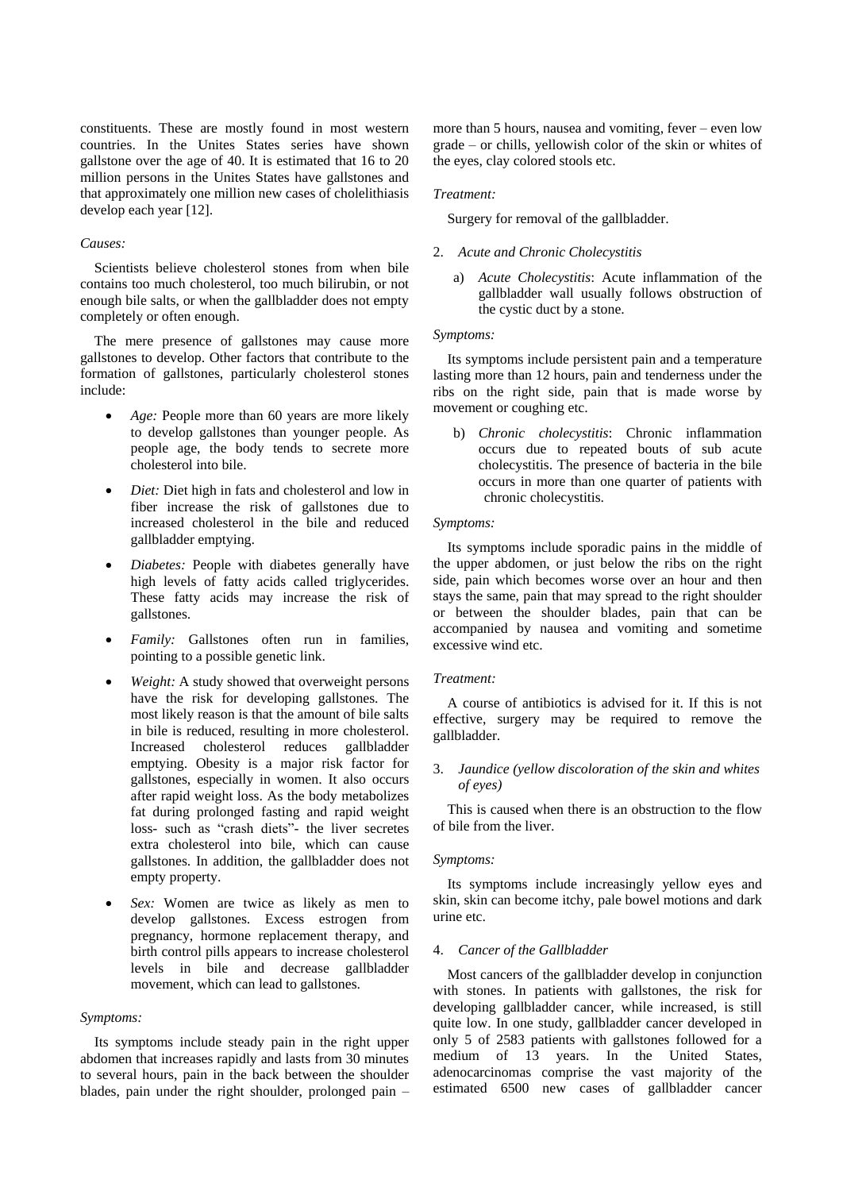constituents. These are mostly found in most western countries. In the Unites States series have shown gallstone over the age of 40. It is estimated that 16 to 20 million persons in the Unites States have gallstones and that approximately one million new cases of cholelithiasis develop each year [12].

*Causes:*

Scientists believe cholesterol stones from when bile contains too much cholesterol, too much bilirubin, or not enough bile salts, or when the gallbladder does not empty completely or often enough.

The mere presence of gallstones may cause more gallstones to develop. Other factors that contribute to the formation of gallstones, particularly cholesterol stones include:

- *Age:* People more than 60 years are more likely to develop gallstones than younger people. As people age, the body tends to secrete more cholesterol into bile.
- *Diet:* Diet high in fats and cholesterol and low in fiber increase the risk of gallstones due to increased cholesterol in the bile and reduced gallbladder emptying.
- *Diabetes:* People with diabetes generally have high levels of fatty acids called triglycerides. These fatty acids may increase the risk of gallstones.
- *Family:* Gallstones often run in families, pointing to a possible genetic link.
- *Weight:* A study showed that overweight persons have the risk for developing gallstones. The most likely reason is that the amount of bile salts in bile is reduced, resulting in more cholesterol. Increased cholesterol reduces gallbladder emptying. Obesity is a major risk factor for gallstones, especially in women. It also occurs after rapid weight loss. As the body metabolizes fat during prolonged fasting and rapid weight loss- such as "crash diets"- the liver secretes extra cholesterol into bile, which can cause gallstones. In addition, the gallbladder does not empty property.
- *Sex:* Women are twice as likely as men to develop gallstones. Excess estrogen from pregnancy, hormone replacement therapy, and birth control pills appears to increase cholesterol levels in bile and decrease gallbladder movement, which can lead to gallstones.

*Symptoms:*

Its symptoms include steady pain in the right upper abdomen that increases rapidly and lasts from 30 minutes to several hours, pain in the back between the shoulder blades, pain under the right shoulder, prolonged pain – more than 5 hours, nausea and vomiting, fever – even low grade – or chills, yellowish color of the skin or whites of the eyes, clay colored stools etc.

*Treatment:*

Surgery for removal of the gallbladder.

2. *Acute and Chronic Cholecystitis*

   a) *Acute Cholecystitis*: Acute inflammation of the gallbladder wall usually follows obstruction of the cystic duct by a stone.

*Symptoms:*

Its symptoms include persistent pain and a temperature lasting more than 12 hours, pain and tenderness under the ribs on the right side, pain that is made worse by movement or coughing etc.

   b) *Chronic cholecystitis*: Chronic inflammation occurs due to repeated bouts of sub acute cholecystitis. The presence of bacteria in the bile occurs in more than one quarter of patients with chronic cholecystitis.

*Symptoms:*

Its symptoms include sporadic pains in the middle of the upper abdomen, or just below the ribs on the right side, pain which becomes worse over an hour and then stays the same, pain that may spread to the right shoulder or between the shoulder blades, pain that can be accompanied by nausea and vomiting and sometime excessive wind etc.

*Treatment:*

A course of antibiotics is advised for it. If this is not effective, surgery may be required to remove the gallbladder.

3. *Jaundice (yellow discoloration of the skin and whites of eyes)*

This is caused when there is an obstruction to the flow of bile from the liver.

*Symptoms:*

Its symptoms include increasingly yellow eyes and skin, skin can become itchy, pale bowel motions and dark urine etc.

4. *Cancer of the Gallbladder*

Most cancers of the gallbladder develop in conjunction with stones. In patients with gallstones, the risk for developing gallbladder cancer, while increased, is still quite low. In one study, gallbladder cancer developed in only 5 of 2583 patients with gallstones followed for a medium of 13 years. In the United States, adenocarcinomas comprise the vast majority of the estimated 6500 new cases of gallbladder cancer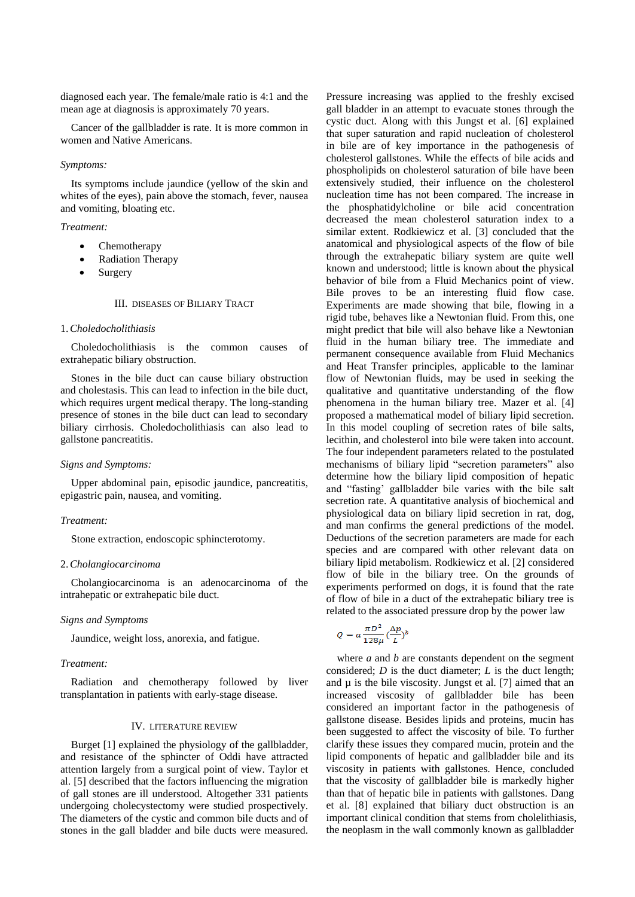diagnosed each year. The female/male ratio is 4:1 and the mean age at diagnosis is approximately 70 years.

Cancer of the gallbladder is rate. It is more common in women and Native Americans.

*Symptoms:*

Its symptoms include jaundice (yellow of the skin and whites of the eyes), pain above the stomach, fever, nausea and vomiting, bloating etc.

*Treatment:*

- Chemotherapy
- Radiation Therapy
- Surgery

## III. DISEASES OF BILIARY TRACT

### 1. *Choledocholithiasis*

Choledocholithiasis is the common causes of extrahepatic biliary obstruction.

Stones in the bile duct can cause biliary obstruction and cholestasis. This can lead to infection in the bile duct, which requires urgent medical therapy. The long-standing presence of stones in the bile duct can lead to secondary biliary cirrhosis. Choledocholithiasis can also lead to gallstone pancreatitis.

*Signs and Symptoms:*

Upper abdominal pain, episodic jaundice, pancreatitis, epigastric pain, nausea, and vomiting.

*Treatment:*

Stone extraction, endoscopic sphincterotomy.

### 2. *Cholangiocarcinoma*

Cholangiocarcinoma is an adenocarcinoma of the intrahepatic or extrahepatic bile duct.

*Signs and Symptoms*

Jaundice, weight loss, anorexia, and fatigue.

*Treatment:*

Radiation and chemotherapy followed by liver transplantation in patients with early-stage disease.

## IV. LITERATURE REVIEW

Burget [1] explained the physiology of the gallbladder, and resistance of the sphincter of Oddi have attracted attention largely from a surgical point of view. Taylor et al. [5] described that the factors influencing the migration of gall stones are ill understood. Altogether 331 patients undergoing cholecystectomy were studied prospectively. The diameters of the cystic and common bile ducts and of stones in the gall bladder and bile ducts were measured. Pressure increasing was applied to the freshly excised gall bladder in an attempt to evacuate stones through the cystic duct. Along with this Jungst et al. [6] explained that super saturation and rapid nucleation of cholesterol in bile are of key importance in the pathogenesis of cholesterol gallstones. While the effects of bile acids and phospholipids on cholesterol saturation of bile have been extensively studied, their influence on the cholesterol nucleation time has not been compared. The increase in the phosphatidylcholine or bile acid concentration decreased the mean cholesterol saturation index to a similar extent. Rodkiewicz et al. [3] concluded that the anatomical and physiological aspects of the flow of bile through the extrahepatic biliary system are quite well known and understood; little is known about the physical behavior of bile from a Fluid Mechanics point of view. Bile proves to be an interesting fluid flow case. Experiments are made showing that bile, flowing in a rigid tube, behaves like a Newtonian fluid. From this, one might predict that bile will also behave like a Newtonian fluid in the human biliary tree. The immediate and permanent consequence available from Fluid Mechanics and Heat Transfer principles, applicable to the laminar flow of Newtonian fluids, may be used in seeking the qualitative and quantitative understanding of the flow phenomena in the human biliary tree. Mazer et al. [4] proposed a mathematical model of biliary lipid secretion. In this model coupling of secretion rates of bile salts, lecithin, and cholesterol into bile were taken into account. The four independent parameters related to the postulated mechanisms of biliary lipid "secretion parameters" also determine how the biliary lipid composition of hepatic and "fasting' gallbladder bile varies with the bile salt secretion rate. A quantitative analysis of biochemical and physiological data on biliary lipid secretion in rat, dog, and man confirms the general predictions of the model. Deductions of the secretion parameters are made for each species and are compared with other relevant data on biliary lipid metabolism. Rodkiewicz et al. [2] considered flow of bile in the biliary tree. On the grounds of experiments performed on dogs, it is found that the rate of flow of bile in a duct of the extrahepatic biliary tree is related to the associated pressure drop by the power law

$$Q = a\frac{\pi D^2}{128\mu}\left(\frac{\Delta p}{L}\right)^b$$

where $a$ and $b$ are constants dependent on the segment considered; $D$ is the duct diameter; $L$ is the duct length; and $\mu$ is the bile viscosity. Jungst et al. [7] aimed that an increased viscosity of gallbladder bile has been considered an important factor in the pathogenesis of gallstone disease. Besides lipids and proteins, mucin has been suggested to affect the viscosity of bile. To further clarify these issues they compared mucin, protein and the lipid components of hepatic and gallbladder bile and its viscosity in patients with gallstones. Hence, concluded that the viscosity of gallbladder bile is markedly higher than that of hepatic bile in patients with gallstones. Dang et al. [8] explained that biliary duct obstruction is an important clinical condition that stems from cholelithiasis, the neoplasm in the wall commonly known as gallbladder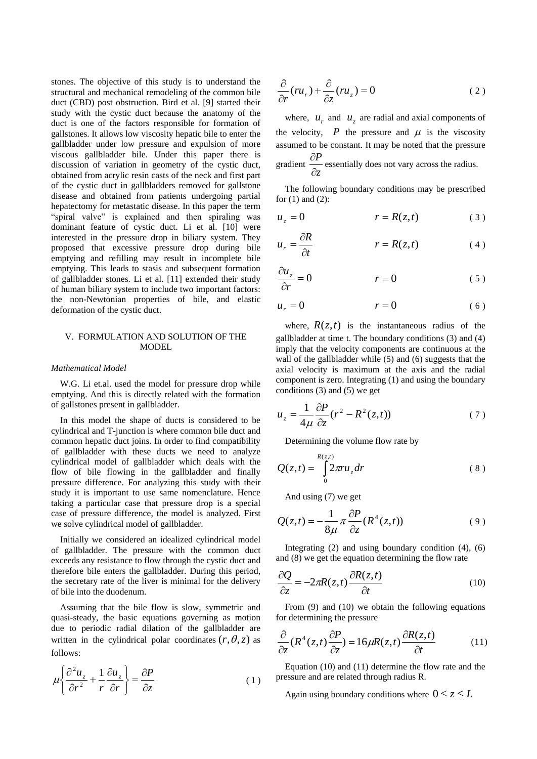stones. The objective of this study is to understand the structural and mechanical remodeling of the common bile duct (CBD) post obstruction. Bird et al. [9] started their study with the cystic duct because the anatomy of the duct is one of the factors responsible for formation of gallstones. It allows low viscosity hepatic bile to enter the gallbladder under low pressure and expulsion of more viscous gallbladder bile. Under this paper there is discussion of variation in geometry of the cystic duct, obtained from acrylic resin casts of the neck and first part of the cystic duct in gallbladders removed for gallstone disease and obtained from patients undergoing partial hepatectomy for metastatic disease. In this paper the term "spiral valve" is explained and then spiraling was dominant feature of cystic duct. Li et al. [10] were interested in the pressure drop in biliary system. They proposed that excessive pressure drop during bile emptying and refilling may result in incomplete bile emptying. This leads to stasis and subsequent formation of gallbladder stones. Li et al. [11] extended their study of human biliary system to include two important factors: the non-Newtonian properties of bile, and elastic deformation of the cystic duct.

## V. FORMULATION AND SOLUTION OF THE MODEL

### *Mathematical Model*

W.G. Li et.al. used the model for pressure drop while emptying. And this is directly related with the formation of gallstones present in gallbladder.

In this model the shape of ducts is considered to be cylindrical and T-junction is where common bile duct and common hepatic duct joins. In order to find compatibility of gallbladder with these ducts we need to analyze cylindrical model of gallbladder which deals with the flow of bile flowing in the gallbladder and finally pressure difference. For analyzing this study with their study it is important to use same nomenclature. Hence taking a particular case that pressure drop is a special case of pressure difference, the model is analyzed. First we solve cylindrical model of gallbladder.

Initially we considered an idealized cylindrical model of gallbladder. The pressure with the common duct exceeds any resistance to flow through the cystic duct and therefore bile enters the gallbladder. During this period, the secretary rate of the liver is minimal for the delivery of bile into the duodenum.

Assuming that the bile flow is slow, symmetric and quasi-steady, the basic equations governing as motion due to periodic radial dilation of the gallbladder are written in the cylindrical polar coordinates $(r,\theta,z)$ as follows:

$$\mu\left\{\frac{\partial^2 u_z}{\partial r^2}+\frac{1}{r}\frac{\partial u_z}{\partial r}\right\}=\frac{\partial P}{\partial z} \tag{1}$$

$$\frac{\partial}{\partial r}(ru_r)+\frac{\partial}{\partial z}(ru_z)=0 \tag{2}$$

where, $u_r$ and $u_z$ are radial and axial components of the velocity, $P$ the pressure and $\mu$ is the viscosity assumed to be constant. It may be noted that the pressure gradient $\frac{\partial P}{\partial z}$ essentially does not vary across the radius.

The following boundary conditions may be prescribed for (1) and (2):

$$u_z = 0 \qquad r = R(z,t) \tag{3}$$

$$u_r = \frac{\partial R}{\partial t} \qquad r = R(z,t) \tag{4}$$

$$\frac{\partial u_z}{\partial r} = 0 \qquad r = 0 \tag{5}$$

$$u_r = 0 \qquad r = 0 \tag{6}$$

where, $R(z,t)$ is the instantaneous radius of the gallbladder at time t. The boundary conditions (3) and (4) imply that the velocity components are continuous at the wall of the gallbladder while (5) and (6) suggests that the axial velocity is maximum at the axis and the radial component is zero. Integrating (1) and using the boundary conditions (3) and (5) we get

$$u_z = \frac{1}{4\mu}\frac{\partial P}{\partial z}(r^2 - R^2(z,t)) \tag{7}$$

Determining the volume flow rate by

$$Q(z,t) = \int_0^{R(z,t)} 2\pi r u_z \, dr \tag{8}$$

And using (7) we get

$$Q(z,t) = -\frac{1}{8\mu}\pi\frac{\partial P}{\partial z}(R^4(z,t)) \tag{9}$$

Integrating (2) and using boundary condition (4), (6) and (8) we get the equation determining the flow rate

$$\frac{\partial Q}{\partial z} = -2\pi R(z,t)\frac{\partial R(z,t)}{\partial t} \tag{10}$$

From (9) and (10) we obtain the following equations for determining the pressure

$$\frac{\partial}{\partial z}\left(R^4(z,t)\frac{\partial P}{\partial z}\right) = 16\mu R(z,t)\frac{\partial R(z,t)}{\partial t} \tag{11}$$

Equation (10) and (11) determine the flow rate and the pressure and are related through radius R.

Again using boundary conditions where $0 \le z \le L$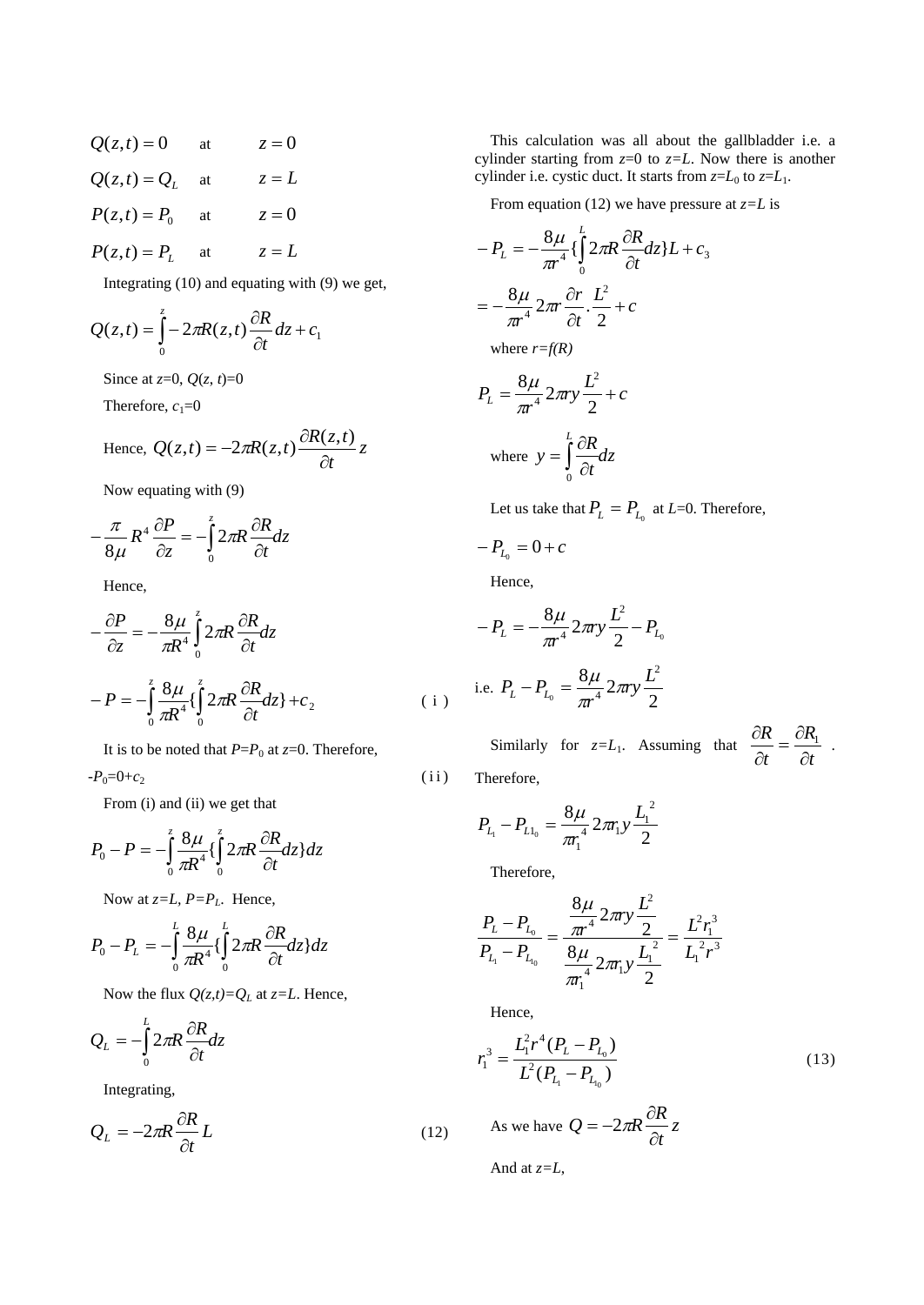$$Q(z,t) = 0 \quad \text{at} \quad z = 0$$

$$Q(z,t) = Q_L \quad \text{at} \quad z = L$$

$$P(z,t) = P_0 \quad \text{at} \quad z = 0$$

$$P(z,t) = P_L \quad \text{at} \quad z = L$$

Integrating (10) and equating with (9) we get,

$$Q(z,t) = \int_0^z -2\pi R(z,t)\frac{\partial R}{\partial t}dz + c_1$$

Since at $z$=0, $Q(z, t)$=0

Therefore, $c_1$=0

Hence, $Q(z,t) = -2\pi R(z,t)\dfrac{\partial R(z,t)}{\partial t}z$

Now equating with (9)

$$-\frac{\pi}{8\mu}R^4\frac{\partial P}{\partial z} = -\int_0^z 2\pi R\frac{\partial R}{\partial t}dz$$

Hence,

$$-\frac{\partial P}{\partial z} = -\frac{8\mu}{\pi R^4}\int_0^z 2\pi R\frac{\partial R}{\partial t}dz$$

$$-P = -\int_0^z \frac{8\mu}{\pi R^4}\{\int_0^z 2\pi R\frac{\partial R}{\partial t}dz\} + c_2 \quad \text{(i)}$$

It is to be noted that $P$=$P_0$ at $z$=0. Therefore,

$-P_0$=0+$c_2$ (ii)

From (i) and (ii) we get that

$$P_0 - P = -\int_0^z \frac{8\mu}{\pi R^4}\{\int_0^z 2\pi R\frac{\partial R}{\partial t}dz\}dz$$

Now at $z$=$L$, $P$=$P_L$. Hence,

$$P_0 - P_L = -\int_0^L \frac{8\mu}{\pi R^4}\{\int_0^L 2\pi R\frac{\partial R}{\partial t}dz\}dz$$

Now the flux $Q(z,t)$=$Q_L$ at $z$=$L$. Hence,

$$Q_L = -\int_0^L 2\pi R\frac{\partial R}{\partial t}dz$$

Integrating,

$$Q_L = -2\pi R\frac{\partial R}{\partial t}L \quad (12)$$

This calculation was all about the gallbladder i.e. a cylinder starting from $z$=0 to $z$=$L$. Now there is another cylinder i.e. cystic duct. It starts from $z$=$L_0$ to $z$=$L_1$.

From equation (12) we have pressure at $z$=$L$ is

$$-P_L = -\frac{8\mu}{\pi r^4}\{\int_0^L 2\pi R\frac{\partial R}{\partial t}dz\}L + c_3$$

$$= -\frac{8\mu}{\pi r^4}2\pi r\frac{\partial r}{\partial t}.\frac{L^2}{2} + c$$

where $r$=$f(R)$

$$P_L = \frac{8\mu}{\pi r^4}2\pi ry\frac{L^2}{2} + c$$

where $y = \displaystyle\int_0^L \frac{\partial R}{\partial t}dz$

Let us take that $P_L = P_{L_0}$ at $L$=0. Therefore,

$$-P_{L_0} = 0 + c$$

Hence,

$$-P_L = -\frac{8\mu}{\pi r^4}2\pi ry\frac{L^2}{2} - P_{L_0}$$

i.e. $P_L - P_{L_0} = \dfrac{8\mu}{\pi r^4}2\pi ry\dfrac{L^2}{2}$

Similarly for $z$=$L_1$. Assuming that $\dfrac{\partial R}{\partial t} = \dfrac{\partial R_1}{\partial t}$. Therefore,

$$P_{L_1} - P_{L1_0} = \frac{8\mu}{\pi r_1^4}2\pi r_1 y\frac{L_1^{\,2}}{2}$$

Therefore,

$$\frac{P_L - P_{L_0}}{P_{L_1} - P_{L_{1_0}}} = \frac{\dfrac{8\mu}{\pi r^4}2\pi ry\dfrac{L^2}{2}}{\dfrac{8\mu}{\pi r_1^{\,4}}2\pi r_1 y\dfrac{L_1^{\,2}}{2}} = \frac{L^2 r_1^{\,3}}{L_1^{\,2} r^3}$$

Hence,

$$r_1^{\,3} = \frac{L_1^2 r^4 (P_L - P_{L_0})}{L^2 (P_{L_1} - P_{L_{1_0}})} \quad (13)$$

As we have $Q = -2\pi R\dfrac{\partial R}{\partial t}z$

And at $z$=$L$,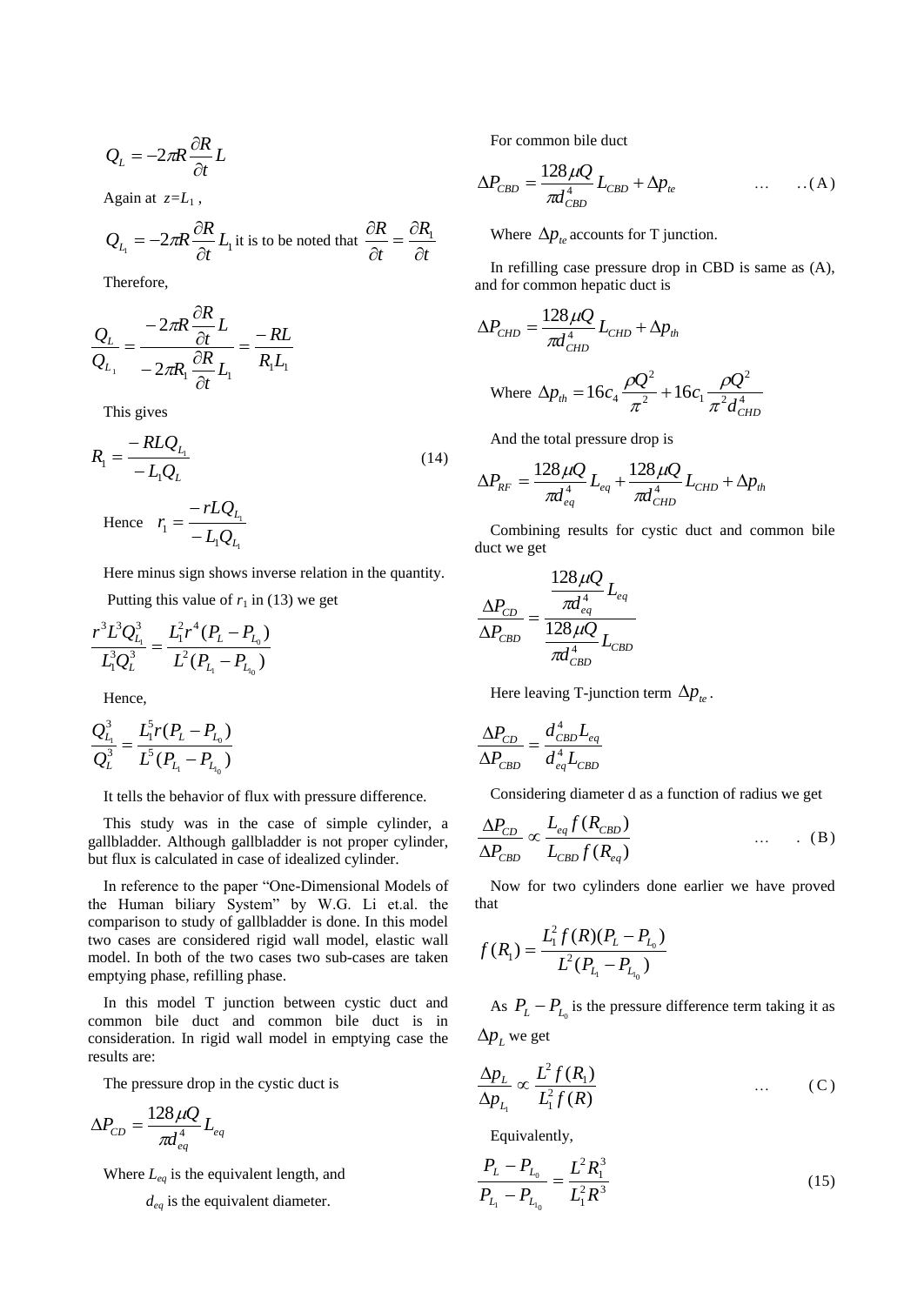$$Q_L = -2\pi R \frac{\partial R}{\partial t} L$$

Again at $z = L_1$ ,

$$Q_{L_1} = -2\pi R \frac{\partial R}{\partial t} L_1$$ it is to be noted that $\frac{\partial R}{\partial t} = \frac{\partial R_1}{\partial t}$

Therefore,

$$\frac{Q_L}{Q_{L_1}} = \frac{-2\pi R \frac{\partial R}{\partial t} L}{-2\pi R_1 \frac{\partial R}{\partial t} L_1} = \frac{-RL}{R_1 L_1}$$

This gives

$$R_1 = \frac{-RLQ_{L_1}}{-L_1 Q_L} \qquad (14)$$

Hence $\quad r_1 = \frac{-rLQ_{L_1}}{-L_1 Q_{L_1}}$

Here minus sign shows inverse relation in the quantity.

Putting this value of $r_1$ in (13) we get

$$\frac{r^3 L^3 Q_{L_1}^3}{L_1^3 Q_L^3} = \frac{L_1^2 r^4 (P_L - P_{L_0})}{L^2 (P_{L_1} - P_{L_{1_0}})}$$

Hence,

$$\frac{Q_{L_1}^3}{Q_L^3} = \frac{L_1^5 r (P_L - P_{L_0})}{L^5 (P_{L_1} - P_{L_{1_0}})}$$

It tells the behavior of flux with pressure difference.

This study was in the case of simple cylinder, a gallbladder. Although gallbladder is not proper cylinder, but flux is calculated in case of idealized cylinder.

In reference to the paper "One-Dimensional Models of the Human biliary System" by W.G. Li et.al. the comparison to study of gallbladder is done. In this model two cases are considered rigid wall model, elastic wall model. In both of the two cases two sub-cases are taken emptying phase, refilling phase.

In this model T junction between cystic duct and common bile duct and common bile duct is in consideration. In rigid wall model in emptying case the results are:

The pressure drop in the cystic duct is

$$\Delta P_{CD} = \frac{128\mu Q}{\pi d_{eq}^4} L_{eq}$$

Where $L_{eq}$ is the equivalent length, and

$d_{eq}$ is the equivalent diameter.

For common bile duct

$$\Delta P_{CBD} = \frac{128\mu Q}{\pi d_{CBD}^4} L_{CBD} + \Delta p_{te} \qquad \ldots \quad ..(A)$$

Where $\Delta p_{te}$ accounts for T junction.

In refilling case pressure drop in CBD is same as (A), and for common hepatic duct is

$$\Delta P_{CHD} = \frac{128\mu Q}{\pi d_{CHD}^4} L_{CHD} + \Delta p_{th}$$

Where $\Delta p_{th} = 16 c_4 \frac{\rho Q^2}{\pi^2} + 16 c_1 \frac{\rho Q^2}{\pi^2 d_{CHD}^4}$

And the total pressure drop is

$$\Delta P_{RF} = \frac{128\mu Q}{\pi d_{eq}^4} L_{eq} + \frac{128\mu Q}{\pi d_{CHD}^4} L_{CHD} + \Delta p_{th}$$

Combining results for cystic duct and common bile duct we get

$$\frac{\Delta P_{CD}}{\Delta P_{CBD}} = \frac{\frac{128\mu Q}{\pi d_{eq}^4} L_{eq}}{\frac{128\mu Q}{\pi d_{CBD}^4} L_{CBD}}$$

Here leaving T-junction term $\Delta p_{te}$.

$$\frac{\Delta P_{CD}}{\Delta P_{CBD}} = \frac{d_{CBD}^4 L_{eq}}{d_{eq}^4 L_{CBD}}$$

Considering diameter d as a function of radius we get

$$\frac{\Delta P_{CD}}{\Delta P_{CBD}} \propto \frac{L_{eq} f(R_{CBD})}{L_{CBD} f(R_{eq})} \qquad \ldots \quad . (B)$$

Now for two cylinders done earlier we have proved that

$$f(R_1) = \frac{L_1^2 f(R)(P_L - P_{L_0})}{L^2 (P_{L_1} - P_{L_{1_0}})}$$

As $P_L - P_{L_0}$ is the pressure difference term taking it as $\Delta p_L$ we get

$$\frac{\Delta p_L}{\Delta p_{L_1}} \propto \frac{L^2 f(R_1)}{L_1^2 f(R)} \qquad \ldots \qquad (C)$$

Equivalently,

$$\frac{P_L - P_{L_0}}{P_{L_1} - P_{L_{1_0}}} = \frac{L^2 R_1^3}{L_1^2 R^3} \qquad (15)$$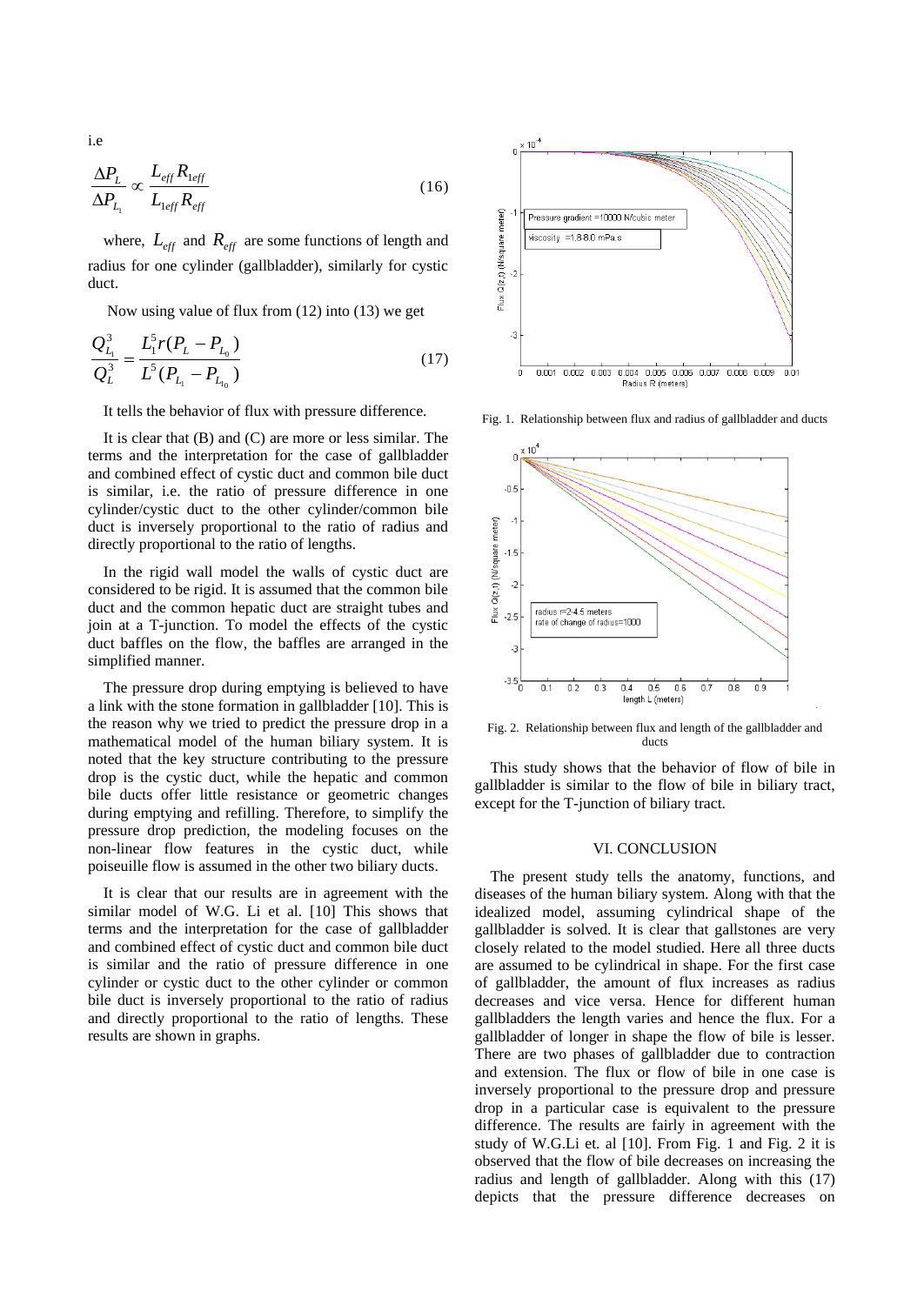i.e

$$\frac{\Delta P_L}{\Delta P_{L_1}} \propto \frac{L_{eff} R_{1eff}}{L_{1eff} R_{eff}} \tag{16}$$

where, $L_{eff}$ and $R_{eff}$ are some functions of length and radius for one cylinder (gallbladder), similarly for cystic duct.

Now using value of flux from (12) into (13) we get

$$\frac{Q_{L_1}^3}{Q_L^3} = \frac{L_1^5 r(P_L - P_{L_0})}{L^5 (P_{L_1} - P_{L_{1_0}})} \tag{17}$$

It tells the behavior of flux with pressure difference.

It is clear that (B) and (C) are more or less similar. The terms and the interpretation for the case of gallbladder and combined effect of cystic duct and common bile duct is similar, i.e. the ratio of pressure difference in one cylinder/cystic duct to the other cylinder/common bile duct is inversely proportional to the ratio of radius and directly proportional to the ratio of lengths.

In the rigid wall model the walls of cystic duct are considered to be rigid. It is assumed that the common bile duct and the common hepatic duct are straight tubes and join at a T-junction. To model the effects of the cystic duct baffles on the flow, the baffles are arranged in the simplified manner.

The pressure drop during emptying is believed to have a link with the stone formation in gallbladder [10]. This is the reason why we tried to predict the pressure drop in a mathematical model of the human biliary system. It is noted that the key structure contributing to the pressure drop is the cystic duct, while the hepatic and common bile ducts offer little resistance or geometric changes during emptying and refilling. Therefore, to simplify the pressure drop prediction, the modeling focuses on the non-linear flow features in the cystic duct, while poiseuille flow is assumed in the other two biliary ducts.

It is clear that our results are in agreement with the similar model of W.G. Li et al. [10] This shows that terms and the interpretation for the case of gallbladder and combined effect of cystic duct and common bile duct is similar and the ratio of pressure difference in one cylinder or cystic duct to the other cylinder or common bile duct is inversely proportional to the ratio of radius and directly proportional to the ratio of lengths. These results are shown in graphs.

Fig. 1. Relationship between flux and radius of gallbladder and ducts

Fig. 2. Relationship between flux and length of the gallbladder and ducts

This study shows that the behavior of flow of bile in gallbladder is similar to the flow of bile in biliary tract, except for the T-junction of biliary tract.

## VI. CONCLUSION

The present study tells the anatomy, functions, and diseases of the human biliary system. Along with that the idealized model, assuming cylindrical shape of the gallbladder is solved. It is clear that gallstones are very closely related to the model studied. Here all three ducts are assumed to be cylindrical in shape. For the first case of gallbladder, the amount of flux increases as radius decreases and vice versa. Hence for different human gallbladders the length varies and hence the flux. For a gallbladder of longer in shape the flow of bile is lesser. There are two phases of gallbladder due to contraction and extension. The flux or flow of bile in one case is inversely proportional to the pressure drop and pressure drop in a particular case is equivalent to the pressure difference. The results are fairly in agreement with the study of W.G.Li et. al [10]. From Fig. 1 and Fig. 2 it is observed that the flow of bile decreases on increasing the radius and length of gallbladder. Along with this (17) depicts that the pressure difference decreases on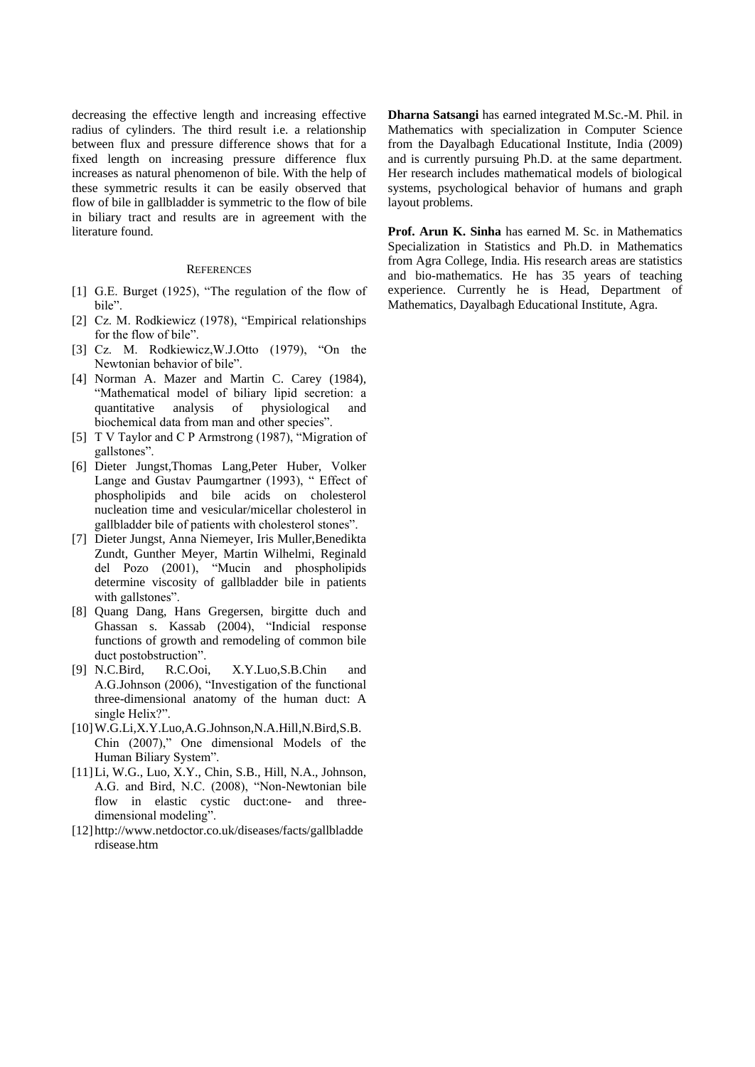decreasing the effective length and increasing effective radius of cylinders. The third result i.e. a relationship between flux and pressure difference shows that for a fixed length on increasing pressure difference flux increases as natural phenomenon of bile. With the help of these symmetric results it can be easily observed that flow of bile in gallbladder is symmetric to the flow of bile in biliary tract and results are in agreement with the literature found.

## References

[1] G.E. Burget (1925), "The regulation of the flow of bile".

[2] Cz. M. Rodkiewicz (1978), "Empirical relationships for the flow of bile".

[3] Cz. M. Rodkiewicz,W.J.Otto (1979), "On the Newtonian behavior of bile".

[4] Norman A. Mazer and Martin C. Carey (1984), "Mathematical model of biliary lipid secretion: a quantitative analysis of physiological and biochemical data from man and other species".

[5] T V Taylor and C P Armstrong (1987), "Migration of gallstones".

[6] Dieter Jungst,Thomas Lang,Peter Huber, Volker Lange and Gustav Paumgartner (1993), " Effect of phospholipids and bile acids on cholesterol nucleation time and vesicular/micellar cholesterol in gallbladder bile of patients with cholesterol stones".

[7] Dieter Jungst, Anna Niemeyer, Iris Muller,Benedikta Zundt, Gunther Meyer, Martin Wilhelmi, Reginald del Pozo (2001), "Mucin and phospholipids determine viscosity of gallbladder bile in patients with gallstones".

[8] Quang Dang, Hans Gregersen, birgitte duch and Ghassan s. Kassab (2004), "Indicial response functions of growth and remodeling of common bile duct postobstruction".

[9] N.C.Bird, R.C.Ooi, X.Y.Luo,S.B.Chin and A.G.Johnson (2006), "Investigation of the functional three-dimensional anatomy of the human duct: A single Helix?".

[10] W.G.Li,X.Y.Luo,A.G.Johnson,N.A.Hill,N.Bird,S.B. Chin (2007)," One dimensional Models of the Human Biliary System".

[11] Li, W.G., Luo, X.Y., Chin, S.B., Hill, N.A., Johnson, A.G. and Bird, N.C. (2008), "Non-Newtonian bile flow in elastic cystic duct:one- and three-dimensional modeling".

[12] http://www.netdoctor.co.uk/diseases/facts/gallbladderdisease.htm

**Dharna Satsangi** has earned integrated M.Sc.-M. Phil. in Mathematics with specialization in Computer Science from the Dayalbagh Educational Institute, India (2009) and is currently pursuing Ph.D. at the same department. Her research includes mathematical models of biological systems, psychological behavior of humans and graph layout problems.

**Prof. Arun K. Sinha** has earned M. Sc. in Mathematics Specialization in Statistics and Ph.D. in Mathematics from Agra College, India. His research areas are statistics and bio-mathematics. He has 35 years of teaching experience. Currently he is Head, Department of Mathematics, Dayalbagh Educational Institute, Agra.